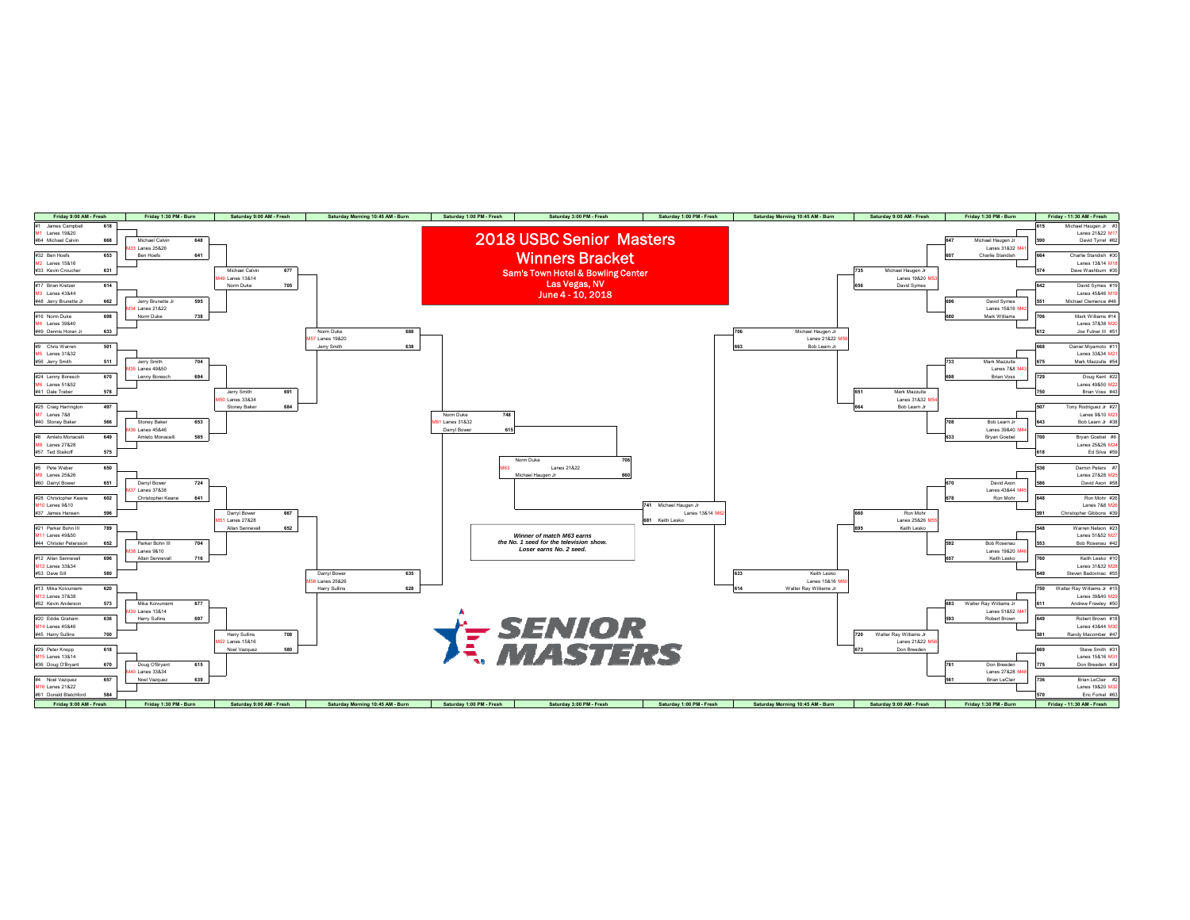# 2018 USBC Senior Masters

## Winners Bracket

**Sam's Town Hotel & Bowling Center**
**Las Vegas, NV**
**June 4 - 10, 2018**

*Winner of match M63 earns the No. 1 seed for the television show. Loser earns No. 2 seed.*

SENIOR MASTERS

### Friday 9:00 AM - Fresh

| Match | Lanes | Bowler | Score | Bowler | Score |
|---|---|---|---|---|---|
| M1 | Lanes 19&20 | #1 James Campbell | 618 | #64 Michael Calvin | 668 |
| M2 | Lanes 15&16 | #32 Ben Hoefs | 653 | #33 Kevin Croucher | 631 |
| M3 | Lanes 43&44 | #17 Brian Kretzer | 614 | #48 Jerry Brunette Jr | 662 |
| M4 | Lanes 39&40 | #16 Norm Duke | 698 | #49 Dennis Horan Jr | 633 |
| M5 | Lanes 31&32 | #9 Chris Warren | 501 | #56 Jerry Smith | 511 |
| M6 | Lanes 51&52 | #24 Lenny Boresch | 670 | #41 Dale Traber | 578 |
| M7 | Lanes 7&8 | #25 Craig Harrington | 497 | #40 Stoney Baker | 566 |
| M8 | Lanes 27&28 | #8 Amleto Monacelli | 649 | #57 Ted Staikoff | 575 |
| M9 | Lanes 25&26 | #5 Pete Weber | 650 | #60 Darryl Bower | 651 |
| M10 | Lanes 9&10 | #28 Christopher Keane | 602 | #37 James Hansen | 596 |
| M11 | Lanes 49&50 | #21 Parker Bohn III | 789 | #44 Christer Petersson | 652 |
| M12 | Lanes 33&34 | #12 Allan Sennevall | 696 | #53 Dave Sill | 580 |
| M13 | Lanes 37&38 | #13 Mika Koivuniemi | 620 | #52 Kevin Anderson | 573 |
| M14 | Lanes 45&46 | #20 Eddie Graham | 636 | #45 Harry Sullins | 700 |
| M15 | Lanes 13&14 | #29 Peter Knopp | 618 | #36 Doug O'Bryant | 670 |
| M16 | Lanes 21&22 | #4 Noel Vazquez | 657 | #61 Donald Blatchford | 584 |

### Friday - 11:30 AM - Fresh

| Match | Lanes | Bowler | Score | Bowler | Score |
|---|---|---|---|---|---|
| M17 | Lanes 21&22 | Michael Haugen Jr #3 | 615 | David Tyrrel #62 | 590 |
| M18 | Lanes 13&14 | Charlie Standish #30 | 664 | Dave Washburn #35 | 574 |
| M19 | Lanes 45&46 | David Symes #19 | 642 | Michael Clemence #46 | 551 |
| M20 | Lanes 37&38 | Mark Williams #14 | 706 | Joe Fulner III #51 | 612 |
| M21 | Lanes 33&34 | Daniel Miyamoto #11 | 668 | Mark Mazzulla #54 | 675 |
| M22 | Lanes 49&50 | Doug Kent #22 | 729 | Brian Voss #43 | 750 |
| M23 | Lanes 9&10 | Tony Rodriguez Jr #27 | 507 | Bob Learn Jr #38 | 643 |
| M24 | Lanes 25&26 | Bryan Goebel #6 | 700 | Ed Silva #59 | 618 |
| M25 | Lanes 27&28 | Darren Peters #7 | 536 | David Axon #58 | 586 |
| M26 | Lanes 7&8 | Ron Mohr #26 | 648 | Christopher Gibbons #39 | 591 |
| M27 | Lanes 51&52 | Warren Nelson #23 | 548 | Bob Rosenau #42 | 553 |
| M28 | Lanes 31&32 | Keith Lesko #10 | 760 | Steven Bedovinac #55 | 649 |
| M29 | Lanes 39&40 | Walter Ray Williams Jr #15 | 750 | Andrew Frawley #50 | 611 |
| M30 | Lanes 43&44 | Robert Brown #18 | 649 | Randy Macomber #47 | 581 |
| M31 | Lanes 15&16 | Steve Smith #31 | 669 | Don Breeden #34 | 775 |
| M32 | Lanes 19&20 | Brian LeClair #2 | 736 | Eric Forkel #63 | 570 |

### Friday 1:30 PM - Burn

| Match | Lanes | Bowler | Score | Bowler | Score |
|---|---|---|---|---|---|
| M33 | Lanes 25&26 | Michael Calvin | 648 | Ben Hoefs | 641 |
| M34 | Lanes 21&22 | Jerry Brunette Jr | 595 | Norm Duke | 738 |
| M35 | Lanes 49&50 | Jerry Smith | 704 | Lenny Boresch | 694 |
| M36 | Lanes 45&46 | Stoney Baker | 653 | Amleto Monacelli | 585 |
| M37 | Lanes 37&38 | Darryl Bower | 724 | Christopher Keane | 641 |
| M38 | Lanes 9&10 | Parker Bohn III | 704 | Allan Sennevall | 716 |
| M39 | Lanes 13&14 | Mika Koivuniemi | 677 | Harry Sullins | 697 |
| M40 | Lanes 33&34 | Doug O'Bryant | 615 | Noel Vazquez | 639 |
| M41 | Lanes 31&32 | Michael Haugen Jr | 647 | Charlie Standish | 607 |
| M42 | Lanes 15&16 | David Symes | 696 | Mark Williams | 680 |
| M43 | Lanes 7&8 | Mark Mazzulla | 733 | Brian Voss | 698 |
| M44 | Lanes 39&40 | Bob Learn Jr | 708 | Bryan Goebel | 633 |
| M45 | Lanes 43&44 | David Axon | 670 | Ron Mohr | 678 |
| M46 | Lanes 19&20 | Bob Rosenau | 592 | Keith Lesko | 657 |
| M47 | Lanes 51&52 | Walter Ray Williams Jr | 683 | Robert Brown | 593 |
| M48 | Lanes 27&28 | Don Breeden | 781 | Brian LeClair | 561 |

### Saturday 9:00 AM - Fresh

| Match | Lanes | Bowler | Score | Bowler | Score |
|---|---|---|---|---|---|
| M49 | Lanes 13&14 | Michael Calvin | 677 | Norm Duke | 705 |
| M50 | Lanes 33&34 | Jerry Smith | 691 | Stoney Baker | 684 |
| M51 | Lanes 27&28 | Darryl Bower | 667 | Allan Sennevall | 652 |
| M52 | Lanes 15&16 | Harry Sullins | 708 | Noel Vazquez | 580 |
| M53 | Lanes 19&20 | Michael Haugen Jr | 735 | David Symes | 656 |
| M54 | Lanes 31&32 | Mark Mazzulla | 651 | Bob Learn Jr | 664 |
| M55 | Lanes 25&26 | Ron Mohr | 660 | Keith Lesko | 695 |
| M56 | Lanes 21&22 | Walter Ray Williams Jr | 720 | Don Breeden | 673 |

### Saturday Morning 10:45 AM - Burn

| Match | Lanes | Bowler | Score | Bowler | Score |
|---|---|---|---|---|---|
| M57 | Lanes 19&20 | Norm Duke | 688 | Jerry Smith | 638 |
| M58 | Lanes 25&26 | Darryl Bower | 635 | Harry Sullins | 628 |
| M59 | Lanes 21&22 | Michael Haugen Jr | 706 | Bob Learn Jr | 663 |
| M60 | Lanes 15&16 | Keith Lesko | 633 | Walter Ray Williams Jr | 614 |

### Saturday 1:00 PM - Fresh

| Match | Lanes | Bowler | Score | Bowler | Score |
|---|---|---|---|---|---|
| M61 | Lanes 31&32 | Norm Duke | 748 | Darryl Bower | 615 |
| M62 | Lanes 13&14 | Michael Haugen Jr | 741 | Keith Lesko | 681 |

### Saturday 3:00 PM - Fresh

| Match | Lanes | Bowler | Score | Bowler | Score |
|---|---|---|---|---|---|
| M63 | Lanes 21&22 | Norm Duke | 706 | Michael Haugen Jr | 660 |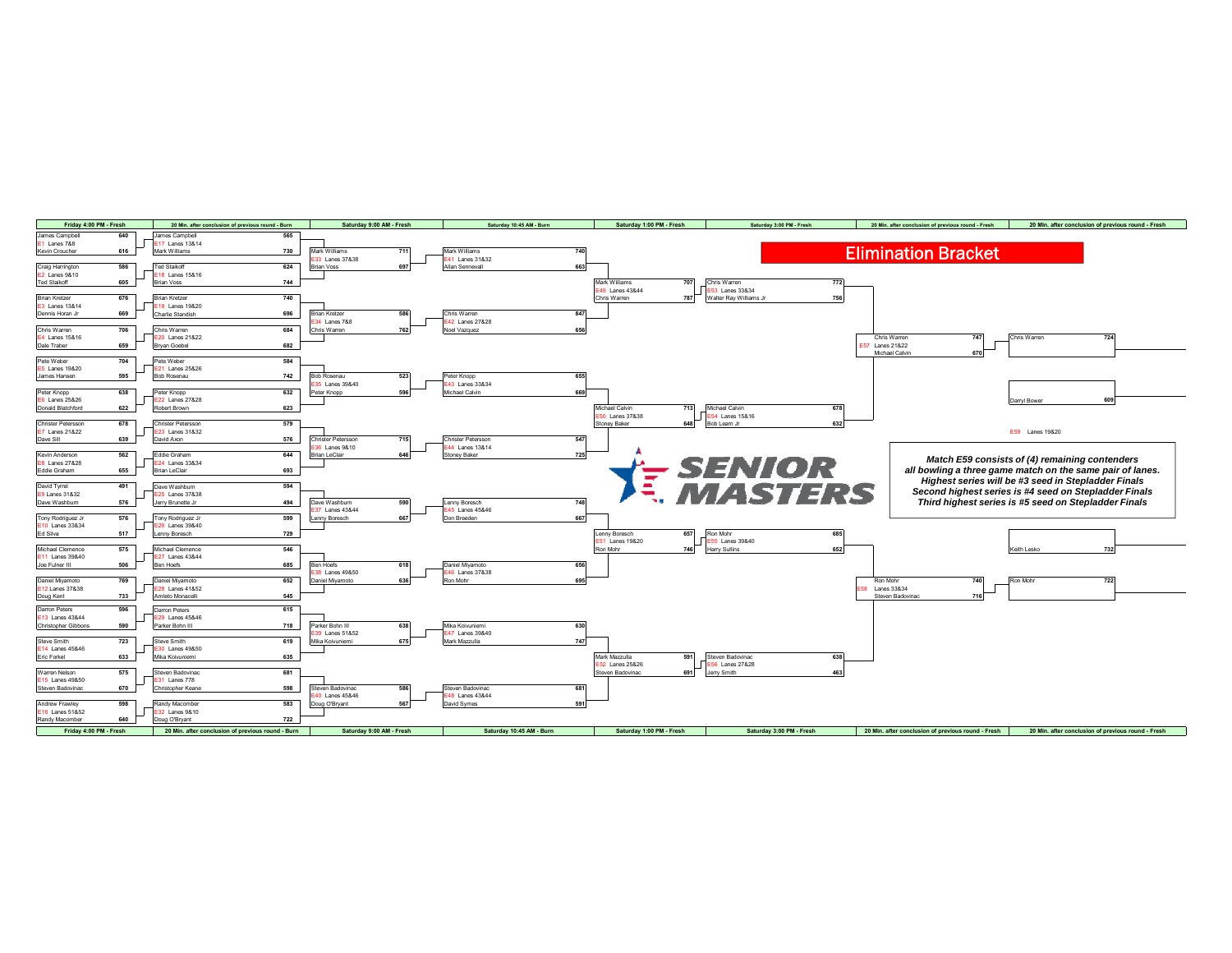# Elimination Bracket

## Friday 4:00 PM - Fresh

| Match | Lanes | Bowler | Score |
|---|---|---|---|
| E1 | Lanes 7&8 | James Campbell | 640 |
| | | Kevin Croucher | 616 |
| E2 | Lanes 9&10 | Craig Harrington | 586 |
| | | Ted Staikoff | 605 |
| E3 | Lanes 13&14 | Brian Kretzer | 676 |
| | | Dennis Horan Jr | 669 |
| E4 | Lanes 15&16 | Chris Warren | 706 |
| | | Dale Traber | 659 |
| E5 | Lanes 19&20 | Pete Weber | 704 |
| | | James Hansen | 595 |
| E6 | Lanes 25&26 | Peter Knopp | 638 |
| | | Donald Blatchford | 622 |
| E7 | Lanes 21&22 | Christer Petersson | 678 |
| | | Dave Sill | 639 |
| E8 | Lanes 27&28 | Kevin Anderson | 562 |
| | | Eddie Graham | 655 |
| E9 | Lanes 31&32 | David Tyrrel | 491 |
| | | Dave Washburn | 576 |
| E10 | Lanes 33&34 | Tony Rodriguez Jr | 576 |
| | | Ed Silva | 517 |
| E11 | Lanes 39&40 | Michael Clemence | 575 |
| | | Joe Fulner III | 506 |
| E12 | Lanes 37&38 | Daniel Miyamoto | 769 |
| | | Doug Kent | 733 |
| E13 | Lanes 43&44 | Darren Peters | 596 |
| | | Christopher Gibbons | 590 |
| E14 | Lanes 45&46 | Steve Smith | 723 |
| | | Eric Forkel | 633 |
| E15 | Lanes 49&50 | Warren Nelson | 575 |
| | | Steven Badovinac | 670 |
| E16 | Lanes 51&52 | Andrew Frawley | 598 |
| | | Randy Macomber | 640 |

## 20 Min. after conclusion of previous round - Burn

| Match | Lanes | Bowler | Score |
|---|---|---|---|
| E17 | Lanes 13&14 | James Campbell | 565 |
| | | Mark Williams | 730 |
| E18 | Lanes 15&16 | Ted Staikoff | 624 |
| | | Brian Voss | 744 |
| E19 | Lanes 19&20 | Brian Kretzer | 740 |
| | | Charlie Standish | 696 |
| E20 | Lanes 21&22 | Chris Warren | 684 |
| | | Bryan Goebel | 682 |
| E21 | Lanes 25&26 | Pete Weber | 584 |
| | | Bob Rosenau | 742 |
| E22 | Lanes 27&28 | Peter Knopp | 632 |
| | | Robert Brown | 623 |
| E23 | Lanes 31&32 | Christer Petersson | 579 |
| | | David Axon | 576 |
| E24 | Lanes 33&34 | Eddie Graham | 644 |
| | | Brian LeClair | 693 |
| E25 | Lanes 37&38 | Dave Washburn | 594 |
| | | Jerry Brunette Jr | 494 |
| E26 | Lanes 39&40 | Tony Rodriguez Jr | 599 |
| | | Lenny Boresch | 729 |
| E27 | Lanes 43&44 | Michael Clemence | 546 |
| | | Ben Hoefs | 685 |
| E28 | Lanes 41&52 | Daniel Miyamoto | 652 |
| | | Amleto Monacelli | 545 |
| E29 | Lanes 45&46 | Darren Peters | 615 |
| | | Parker Bohn III | 718 |
| E30 | Lanes 49&50 | Steve Smith | 619 |
| | | Mika Koivuniemi | 635 |
| E31 | Lanes 7&8 | Steven Badovinac | 681 |
| | | Christopher Keane | 598 |
| E32 | Lanes 9&10 | Randy Macomber | 583 |
| | | Doug O'Bryant | 722 |

## Saturday 9:00 AM - Fresh

| Match | Lanes | Bowler | Score |
|---|---|---|---|
| E33 | Lanes 37&38 | Mark Williams | 711 |
| | | Brian Voss | 697 |
| E34 | Lanes 7&8 | Brian Kretzer | 586 |
| | | Chris Warren | 762 |
| E35 | Lanes 39&40 | Bob Rosenau | 523 |
| | | Peter Knopp | 596 |
| E36 | Lanes 9&10 | Christer Petersson | 715 |
| | | Brian LeClair | 646 |
| E37 | Lanes 43&44 | Dave Washburn | 590 |
| | | Lenny Boresch | 667 |
| E38 | Lanes 49&50 | Ben Hoefs | 618 |
| | | Daniel Miyamoto | 636 |
| E39 | Lanes 51&52 | Parker Bohn III | 638 |
| | | Mika Koivuniemi | 675 |
| E40 | Lanes 45&46 | Steven Badovinac | 586 |
| | | Doug O'Bryant | 567 |

## Saturday 10:45 AM - Burn

| Match | Lanes | Bowler | Score |
|---|---|---|---|
| E41 | Lanes 31&32 | Mark Williams | 740 |
| | | Allan Sennevall | 663 |
| E42 | Lanes 27&28 | Chris Warren | 847 |
| | | Noel Vazquez | 656 |
| E43 | Lanes 33&34 | Peter Knopp | 655 |
| | | Michael Calvin | 669 |
| E44 | Lanes 13&14 | Christer Petersson | 547 |
| | | Stoney Baker | 725 |
| E45 | Lanes 45&46 | Lenny Boresch | 748 |
| | | Don Breeden | 667 |
| E46 | Lanes 37&38 | Daniel Miyamoto | 656 |
| | | Ron Mohr | 695 |
| E47 | Lanes 39&40 | Mika Koivuniemi | 630 |
| | | Mark Mazzulla | 747 |
| E48 | Lanes 43&44 | Steven Badovinac | 681 |
| | | David Symes | 591 |

## Saturday 1:00 PM - Fresh

| Match | Lanes | Bowler | Score |
|---|---|---|---|
| E49 | Lanes 43&44 | Mark Williams | 707 |
| | | Chris Warren | 787 |
| E50 | Lanes 37&38 | Michael Calvin | 713 |
| | | Stoney Baker | 648 |
| E51 | Lanes 19&20 | Lenny Boresch | 657 |
| | | Ron Mohr | 746 |
| E52 | Lanes 25&26 | Mark Mazzulla | 591 |
| | | Steven Badovinac | 691 |

## Saturday 3:00 PM - Fresh

| Match | Lanes | Bowler | Score |
|---|---|---|---|
| E53 | Lanes 33&34 | Chris Warren | 772 |
| | | Walter Ray Williams Jr | 756 |
| E54 | Lanes 15&16 | Michael Calvin | 678 |
| | | Bob Learn Jr | 632 |
| E55 | Lanes 39&40 | Ron Mohr | 685 |
| | | Harry Sullins | 652 |
| E56 | Lanes 27&28 | Steven Badovinac | 638 |
| | | Jerry Smith | 463 |

## 20 Min. after conclusion of previous round - Fresh

| Match | Lanes | Bowler | Score |
|---|---|---|---|
| E57 | Lanes 21&22 | Chris Warren | 747 |
| | | Michael Calvin | 670 |
| E58 | Lanes 33&34 | Ron Mohr | 740 |
| | | Steven Badovinac | 716 |

## 20 Min. after conclusion of previous round - Fresh

E59 Lanes 19&20

| Bowler | Score |
|---|---|
| Chris Warren | 724 |
| Darryl Bower | 609 |
| Keith Lesko | 732 |
| Ron Mohr | 722 |

***Match E59 consists of (4) remaining contenders all bowling a three game match on the same pair of lanes. Highest series will be #3 seed in Stepladder Finals Second highest series is #4 seed on Stepladder Finals Third highest series is #5 seed on Stepladder Finals***

SENIOR MASTERS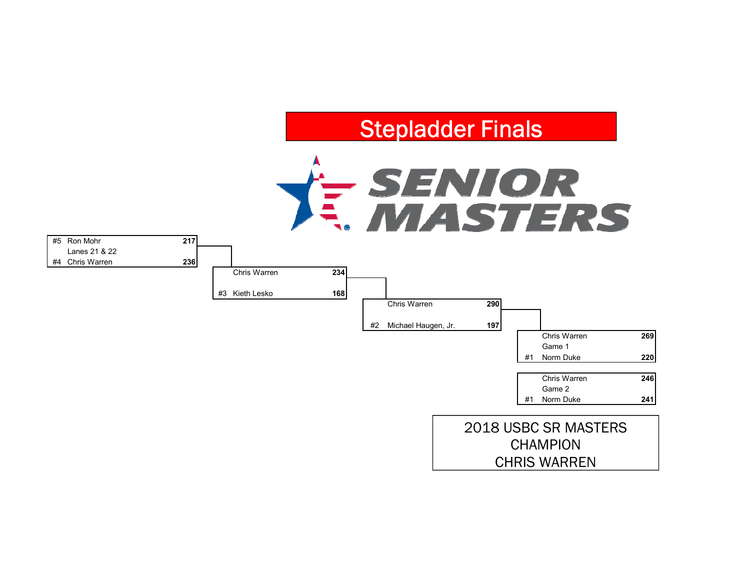# Stepladder Finals

SENIOR MASTERS

| | | |
|---|---|---|
| #5 | Ron Mohr | 217 |
| | Lanes 21 & 22 | |
| #4 | Chris Warren | 236 |

| | | |
|---|---|---|
| | Chris Warren | 234 |
| #3 | Kieth Lesko | 168 |

| | | |
|---|---|---|
| | Chris Warren | 290 |
| #2 | Michael Haugen, Jr. | 197 |

| | | |
|---|---|---|
| | Chris Warren | 269 |
| | Game 1 | |
| #1 | Norm Duke | 220 |

| | | |
|---|---|---|
| | Chris Warren | 246 |
| | Game 2 | |
| #1 | Norm Duke | 241 |

2018 USBC SR MASTERS
CHAMPION
CHRIS WARREN